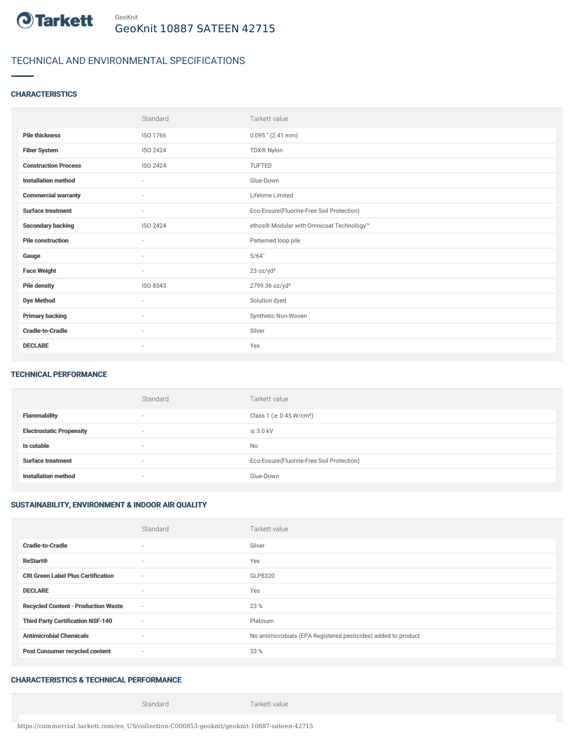GeoKnit

# GeoKnit 10887 SATEEN 42715

## TECHNICAL AND ENVIRONMENTAL SPECIFICATIONS

### CHARACTERISTICS

| | Standard | Tarkett value |
|---|---|---|
| **Pile thickness** | ISO 1766 | 0.095 " (2.41 mm) |
| **Fiber System** | ISO 2424 | TDX® Nylon |
| **Construction Process** | ISO 2424 | TUFTED |
| **Installation method** | - | Glue-Down |
| **Commercial warranty** | - | Lifetime Limited |
| **Surface treatment** | - | Eco-Ensure(Fluorine-Free Soil Protection) |
| **Secondary backing** | ISO 2424 | ethos® Modular with Omnicoat Technology™ |
| **Pile construction** | - | Patterned loop pile |
| **Gauge** | - | 5/64" |
| **Face Weight** | - | 23 oz/yd² |
| **Pile density** | ISO 8543 | 2799.36 oz/yd³ |
| **Dye Method** | - | Solution dyed |
| **Primary backing** | - | Synthetic Non-Woven |
| **Cradle-to-Cradle** | - | Silver |
| **DECLARE** | - | Yes |

### TECHNICAL PERFORMANCE

| | Standard | Tarkett value |
|---|---|---|
| **Flammability** | - | Class 1 (≥ 0.45 W/cm²) |
| **Electrostatic Propensity** | - | ≤ 3.0 kV |
| **Is cutable** | - | No |
| **Surface treatment** | - | Eco-Ensure(Fluorine-Free Soil Protection) |
| **Installation method** | - | Glue-Down |

### SUSTAINABILITY, ENVIRONMENT & INDOOR AIR QUALITY

| | Standard | Tarkett value |
|---|---|---|
| **Cradle-to-Cradle** | - | Silver |
| **ReStart®** | - | Yes |
| **CRI Green Label Plus Certification** | - | GLP8320 |
| **DECLARE** | - | Yes |
| **Recycled Content - Production Waste** | - | 23 % |
| **Third Party Certification NSF-140** | - | Platinum |
| **Antimicrobial Chemicals** | - | No antimicrobials (EPA Registered pesticides) added to product |
| **Post Consumer recycled content** | - | 33 % |

### CHARACTERISTICS & TECHNICAL PERFORMANCE

| | Standard | Tarkett value |
|---|---|---|

https://commercial.tarkett.com/en_US/collection-C000853-geoknit/geoknit-10887-sateen-42715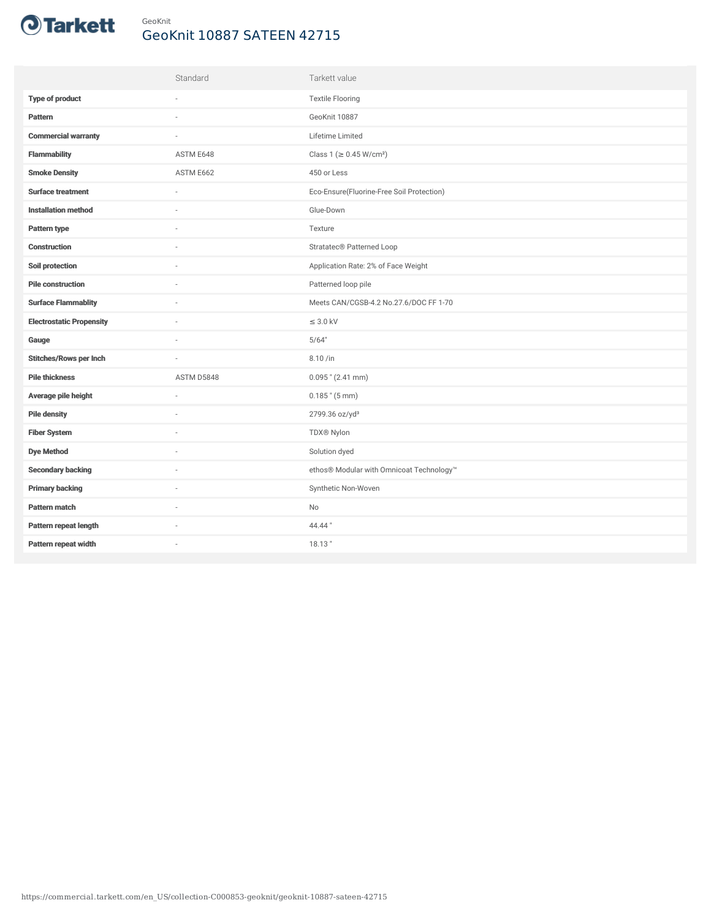GeoKnit

# GeoKnit 10887 SATEEN 42715

| | Standard | Tarkett value |
|---|---|---|
| **Type of product** | - | Textile Flooring |
| **Pattern** | - | GeoKnit 10887 |
| **Commercial warranty** | - | Lifetime Limited |
| **Flammability** | ASTM E648 | Class 1 (≥ 0.45 W/cm²) |
| **Smoke Density** | ASTM E662 | 450 or Less |
| **Surface treatment** | - | Eco-Ensure(Fluorine-Free Soil Protection) |
| **Installation method** | - | Glue-Down |
| **Pattern type** | - | Texture |
| **Construction** | - | Stratatec® Patterned Loop |
| **Soil protection** | - | Application Rate: 2% of Face Weight |
| **Pile construction** | - | Patterned loop pile |
| **Surface Flammablity** | - | Meets CAN/CGSB-4.2 No.27.6/DOC FF 1-70 |
| **Electrostatic Propensity** | - | ≤ 3.0 kV |
| **Gauge** | - | 5/64" |
| **Stitches/Rows per Inch** | - | 8.10 /in |
| **Pile thickness** | ASTM D5848 | 0.095 " (2.41 mm) |
| **Average pile height** | - | 0.185 " (5 mm) |
| **Pile density** | - | 2799.36 oz/yd³ |
| **Fiber System** | - | TDX® Nylon |
| **Dye Method** | - | Solution dyed |
| **Secondary backing** | - | ethos® Modular with Omnicoat Technology™ |
| **Primary backing** | - | Synthetic Non-Woven |
| **Pattern match** | - | No |
| **Pattern repeat length** | - | 44.44 " |
| **Pattern repeat width** | - | 18.13 " |

https://commercial.tarkett.com/en_US/collection-C000853-geoknit/geoknit-10887-sateen-42715